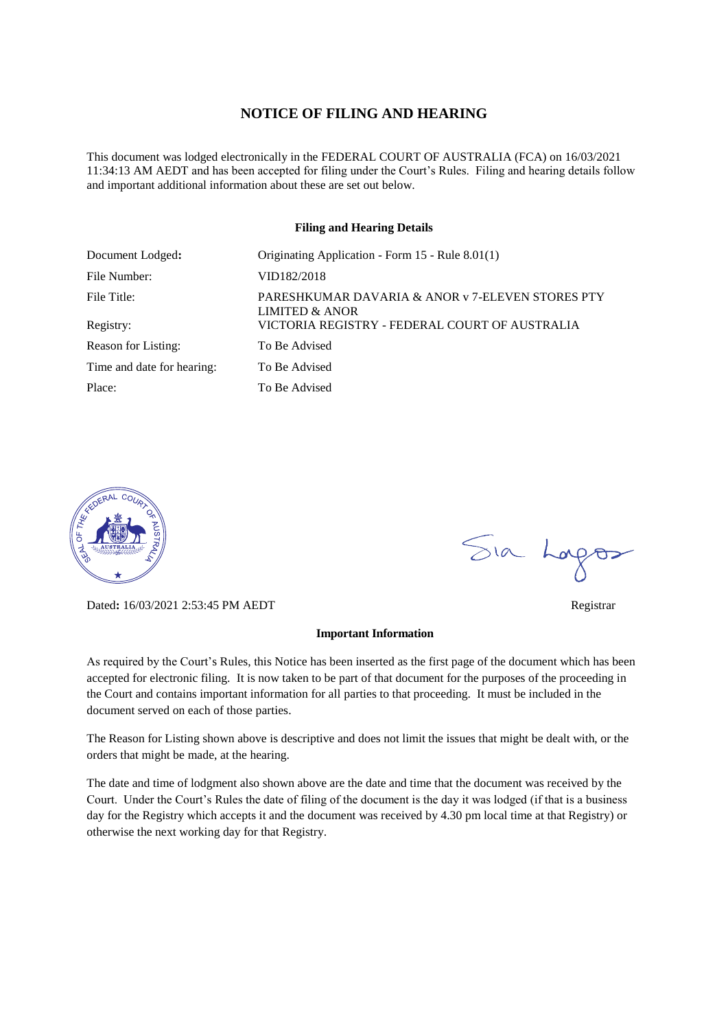# NOTICE OF FILING AND HEARING

This document was lodged electronically in the FEDERAL COURT OF AUSTRALIA (FCA) on 16/03/2021 11:34:13 AM AEDT and has been accepted for filing under the Court's Rules. Filing and hearing details follow and important additional information about these are set out below.

## Filing and Hearing Details

| | |
|---|---|
| Document Lodged: | Originating Application - Form 15 - Rule 8.01(1) |
| File Number: | VID182/2018 |
| File Title: | PARESHKUMAR DAVARIA & ANOR v 7-ELEVEN STORES PTY LIMITED & ANOR |
| Registry: | VICTORIA REGISTRY - FEDERAL COURT OF AUSTRALIA |
| Reason for Listing: | To Be Advised |
| Time and date for hearing: | To Be Advised |
| Place: | To Be Advised |

Dated: 16/03/2021 2:53:45 PM AEDT

Registrar

## Important Information

As required by the Court's Rules, this Notice has been inserted as the first page of the document which has been accepted for electronic filing. It is now taken to be part of that document for the purposes of the proceeding in the Court and contains important information for all parties to that proceeding. It must be included in the document served on each of those parties.

The Reason for Listing shown above is descriptive and does not limit the issues that might be dealt with, or the orders that might be made, at the hearing.

The date and time of lodgment also shown above are the date and time that the document was received by the Court. Under the Court's Rules the date of filing of the document is the day it was lodged (if that is a business day for the Registry which accepts it and the document was received by 4.30 pm local time at that Registry) or otherwise the next working day for that Registry.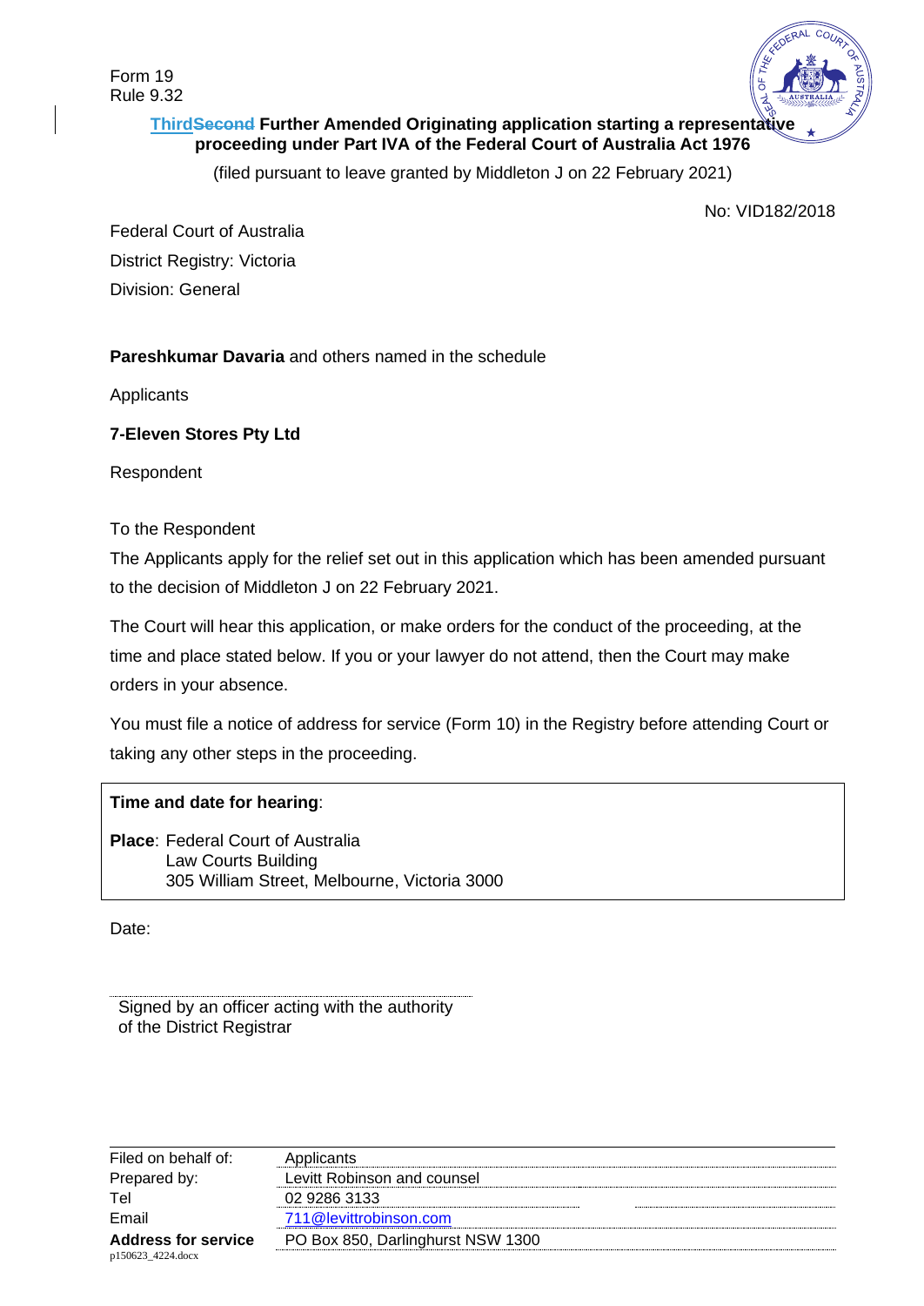Form 19
Rule 9.32

**Third~~Second~~ Further Amended Originating application starting a representative proceeding under Part IVA of the Federal Court of Australia Act 1976**

(filed pursuant to leave granted by Middleton J on 22 February 2021)

No: VID182/2018

Federal Court of Australia
District Registry: Victoria
Division: General

**Pareshkumar Davaria** and others named in the schedule

Applicants

**7-Eleven Stores Pty Ltd**

Respondent

To the Respondent

The Applicants apply for the relief set out in this application which has been amended pursuant to the decision of Middleton J on 22 February 2021.

The Court will hear this application, or make orders for the conduct of the proceeding, at the time and place stated below. If you or your lawyer do not attend, then the Court may make orders in your absence.

You must file a notice of address for service (Form 10) in the Registry before attending Court or taking any other steps in the proceeding.

**Time and date for hearing**:

**Place**: Federal Court of Australia
Law Courts Building
305 William Street, Melbourne, Victoria 3000

Date:

Signed by an officer acting with the authority of the District Registrar

| | |
|---|---|
| Filed on behalf of: | Applicants |
| Prepared by: | Levitt Robinson and counsel |
| Tel | 02 9286 3133 |
| Email | 711@levittrobinson.com |
| **Address for service** | PO Box 850, Darlinghurst NSW 1300 |

p150623_4224.docx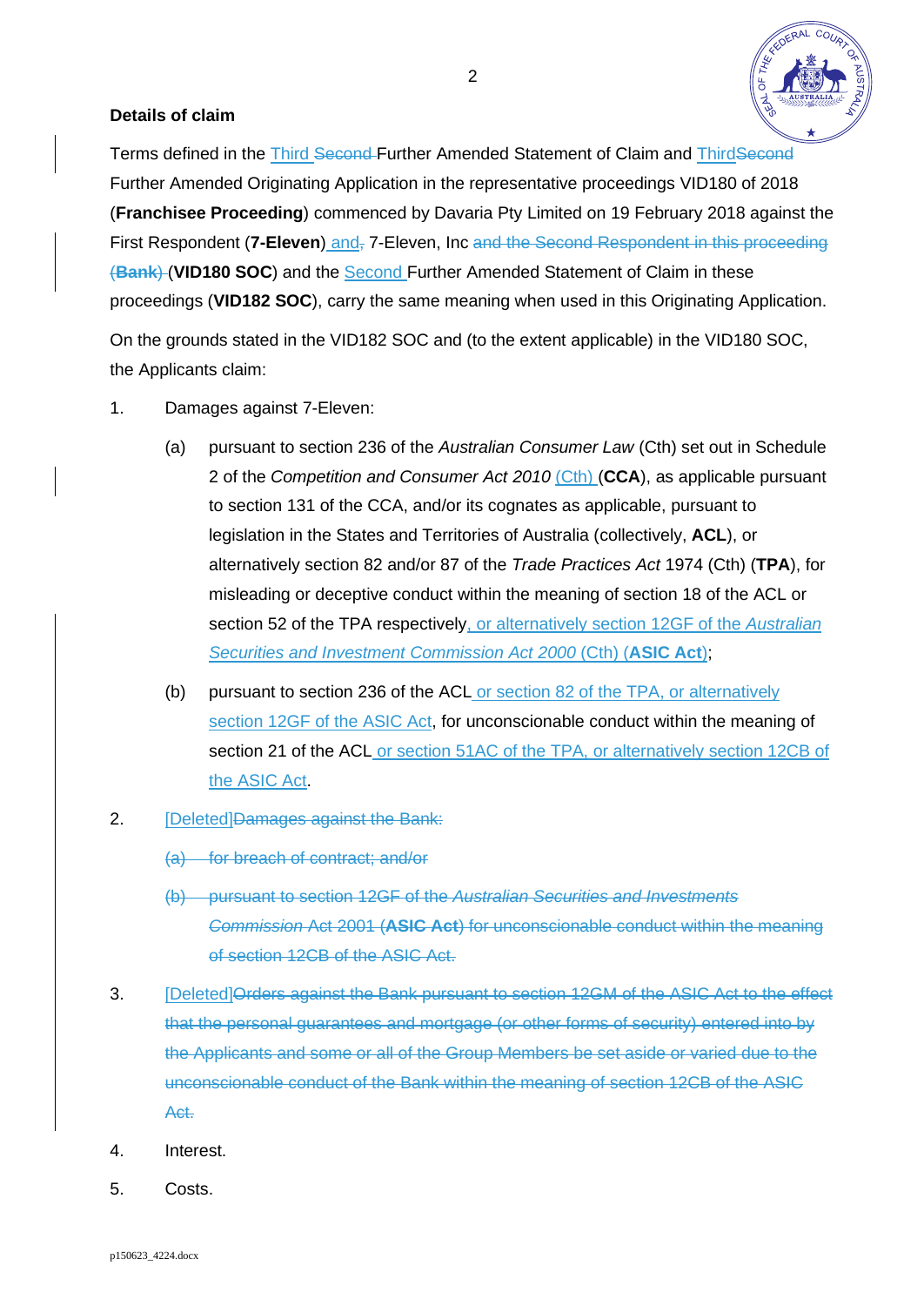**Details of claim**

Terms defined in the Third ~~Second~~ Further Amended Statement of Claim and Third~~Second~~ Further Amended Originating Application in the representative proceedings VID180 of 2018 (**Franchisee Proceeding**) commenced by Davaria Pty Limited on 19 February 2018 against the First Respondent (**7-Eleven**) and~~,~~ 7-Eleven, Inc ~~and the Second Respondent in this proceeding (**Bank**)~~ (**VID180 SOC**) and the Second Further Amended Statement of Claim in these proceedings (**VID182 SOC**), carry the same meaning when used in this Originating Application.

On the grounds stated in the VID182 SOC and (to the extent applicable) in the VID180 SOC, the Applicants claim:

1. Damages against 7-Eleven:

   (a) pursuant to section 236 of the *Australian Consumer Law* (Cth) set out in Schedule 2 of the *Competition and Consumer Act 2010* (Cth) (**CCA**), as applicable pursuant to section 131 of the CCA, and/or its cognates as applicable, pursuant to legislation in the States and Territories of Australia (collectively, **ACL**), or alternatively section 82 and/or 87 of the *Trade Practices Act* 1974 (Cth) (**TPA**), for misleading or deceptive conduct within the meaning of section 18 of the ACL or section 52 of the TPA respectively, or alternatively section 12GF of the *Australian Securities and Investment Commission Act 2000* (Cth) (**ASIC Act**);

   (b) pursuant to section 236 of the ACL or section 82 of the TPA, or alternatively section 12GF of the ASIC Act, for unconscionable conduct within the meaning of section 21 of the ACL or section 51AC of the TPA, or alternatively section 12CB of the ASIC Act.

2. [Deleted]~~Damages against the Bank:~~

   ~~(a) for breach of contract; and/or~~

   ~~(b) pursuant to section 12GF of the *Australian Securities and Investments Commission* Act 2001 (**ASIC Act**) for unconscionable conduct within the meaning of section 12CB of the ASIC Act.~~

3. [Deleted]~~Orders against the Bank pursuant to section 12GM of the ASIC Act to the effect that the personal guarantees and mortgage (or other forms of security) entered into by the Applicants and some or all of the Group Members be set aside or varied due to the unconscionable conduct of the Bank within the meaning of section 12CB of the ASIC Act.~~

4. Interest.

5. Costs.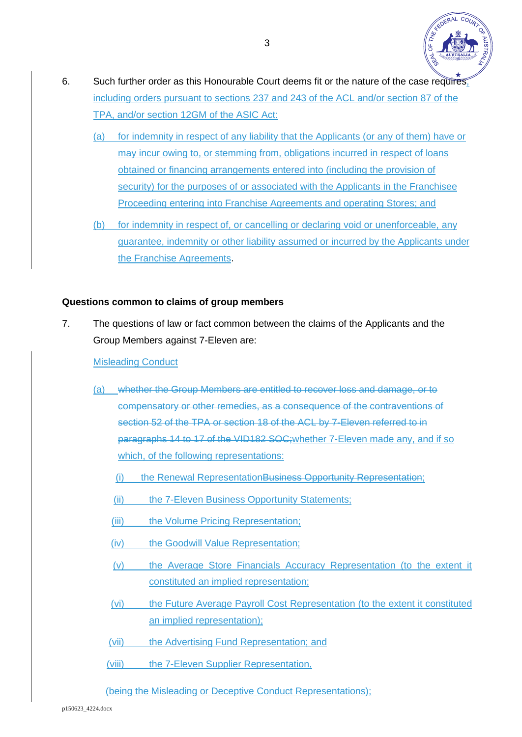6. Such further order as this Honourable Court deems fit or the nature of the case requires, including orders pursuant to sections 237 and 243 of the ACL and/or section 87 of the TPA, and/or section 12GM of the ASIC Act:

   (a) for indemnity in respect of any liability that the Applicants (or any of them) have or may incur owing to, or stemming from, obligations incurred in respect of loans obtained or financing arrangements entered into (including the provision of security) for the purposes of or associated with the Applicants in the Franchisee Proceeding entering into Franchise Agreements and operating Stores; and

   (b) for indemnity in respect of, or cancelling or declaring void or unenforceable, any guarantee, indemnity or other liability assumed or incurred by the Applicants under the Franchise Agreements.

**Questions common to claims of group members**

7. The questions of law or fact common between the claims of the Applicants and the Group Members against 7-Eleven are:

   Misleading Conduct

   (a) ~~whether the Group Members are entitled to recover loss and damage, or to compensatory or other remedies, as a consequence of the contraventions of section 52 of the TPA or section 18 of the ACL by 7-Eleven referred to in paragraphs 14 to 17 of the VID182 SOC;~~whether 7-Eleven made any, and if so which, of the following representations:

      (i) the Renewal Representation~~Business Opportunity Representation~~;

      (ii) the 7-Eleven Business Opportunity Statements;

      (iii) the Volume Pricing Representation;

      (iv) the Goodwill Value Representation;

      (v) the Average Store Financials Accuracy Representation (to the extent it constituted an implied representation;

      (vi) the Future Average Payroll Cost Representation (to the extent it constituted an implied representation);

      (vii) the Advertising Fund Representation; and

      (viii) the 7-Eleven Supplier Representation,

   (being the Misleading or Deceptive Conduct Representations);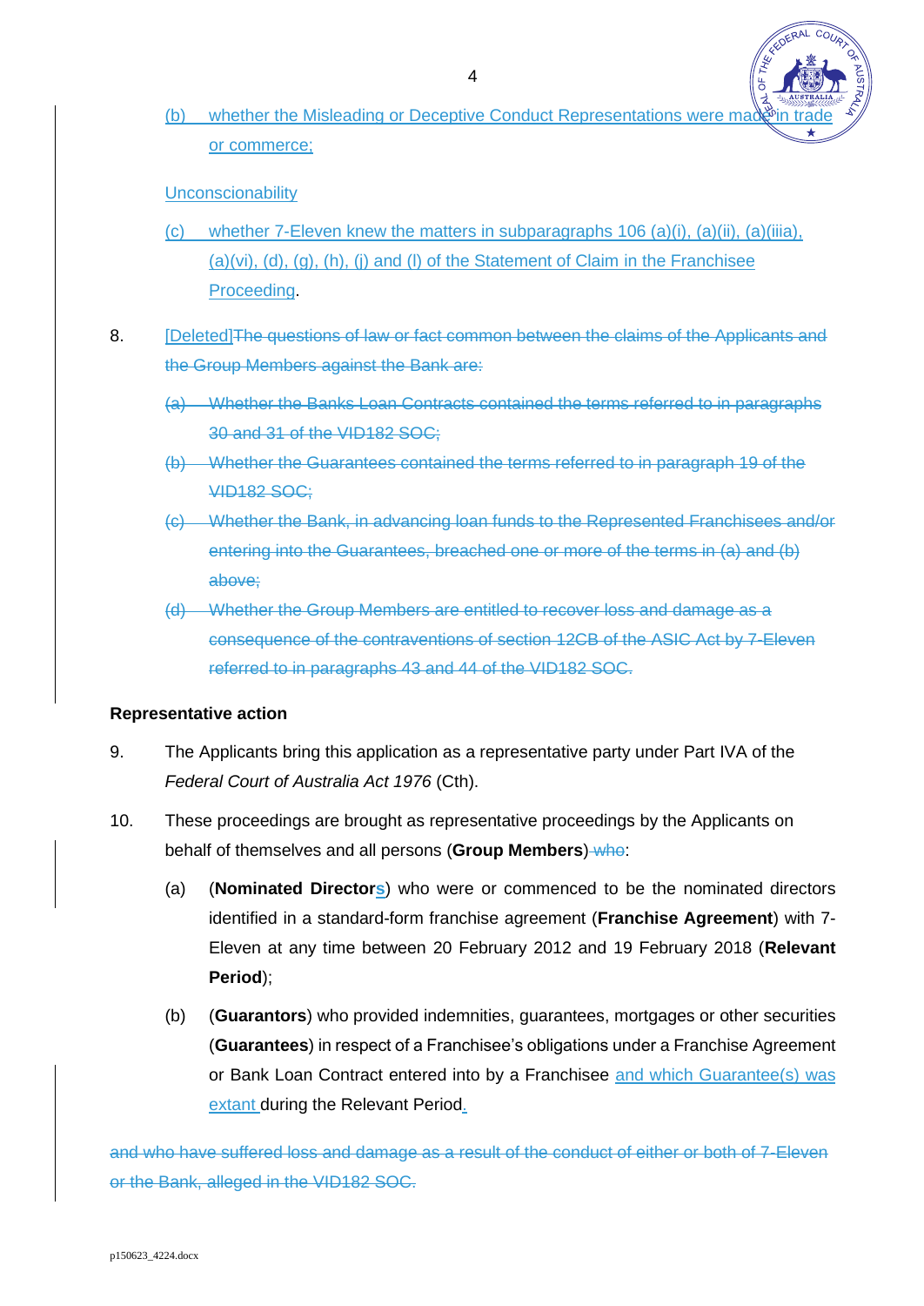(b) whether the Misleading or Deceptive Conduct Representations were made in trade or commerce;

Unconscionability

(c) whether 7-Eleven knew the matters in subparagraphs 106 (a)(i), (a)(ii), (a)(iiia), (a)(vi), (d), (g), (h), (j) and (l) of the Statement of Claim in the Franchisee Proceeding.

8. [Deleted]~~The questions of law or fact common between the claims of the Applicants and the Group Members against the Bank are:~~

~~(a) Whether the Banks Loan Contracts contained the terms referred to in paragraphs 30 and 31 of the VID182 SOC;~~

~~(b) Whether the Guarantees contained the terms referred to in paragraph 19 of the VID182 SOC;~~

~~(c) Whether the Bank, in advancing loan funds to the Represented Franchisees and/or entering into the Guarantees, breached one or more of the terms in (a) and (b) above;~~

~~(d) Whether the Group Members are entitled to recover loss and damage as a consequence of the contraventions of section 12CB of the ASIC Act by 7-Eleven referred to in paragraphs 43 and 44 of the VID182 SOC.~~

**Representative action**

9. The Applicants bring this application as a representative party under Part IVA of the *Federal Court of Australia Act 1976* (Cth).

10. These proceedings are brought as representative proceedings by the Applicants on behalf of themselves and all persons (**Group Members**) ~~who~~:

(a) (**Nominated Directors**) who were or commenced to be the nominated directors identified in a standard-form franchise agreement (**Franchise Agreement**) with 7-Eleven at any time between 20 February 2012 and 19 February 2018 (**Relevant Period**);

(b) (**Guarantors**) who provided indemnities, guarantees, mortgages or other securities (**Guarantees**) in respect of a Franchisee's obligations under a Franchise Agreement or Bank Loan Contract entered into by a Franchisee and which Guarantee(s) was extant during the Relevant Period.

~~and who have suffered loss and damage as a result of the conduct of either or both of 7-Eleven or the Bank, alleged in the VID182 SOC.~~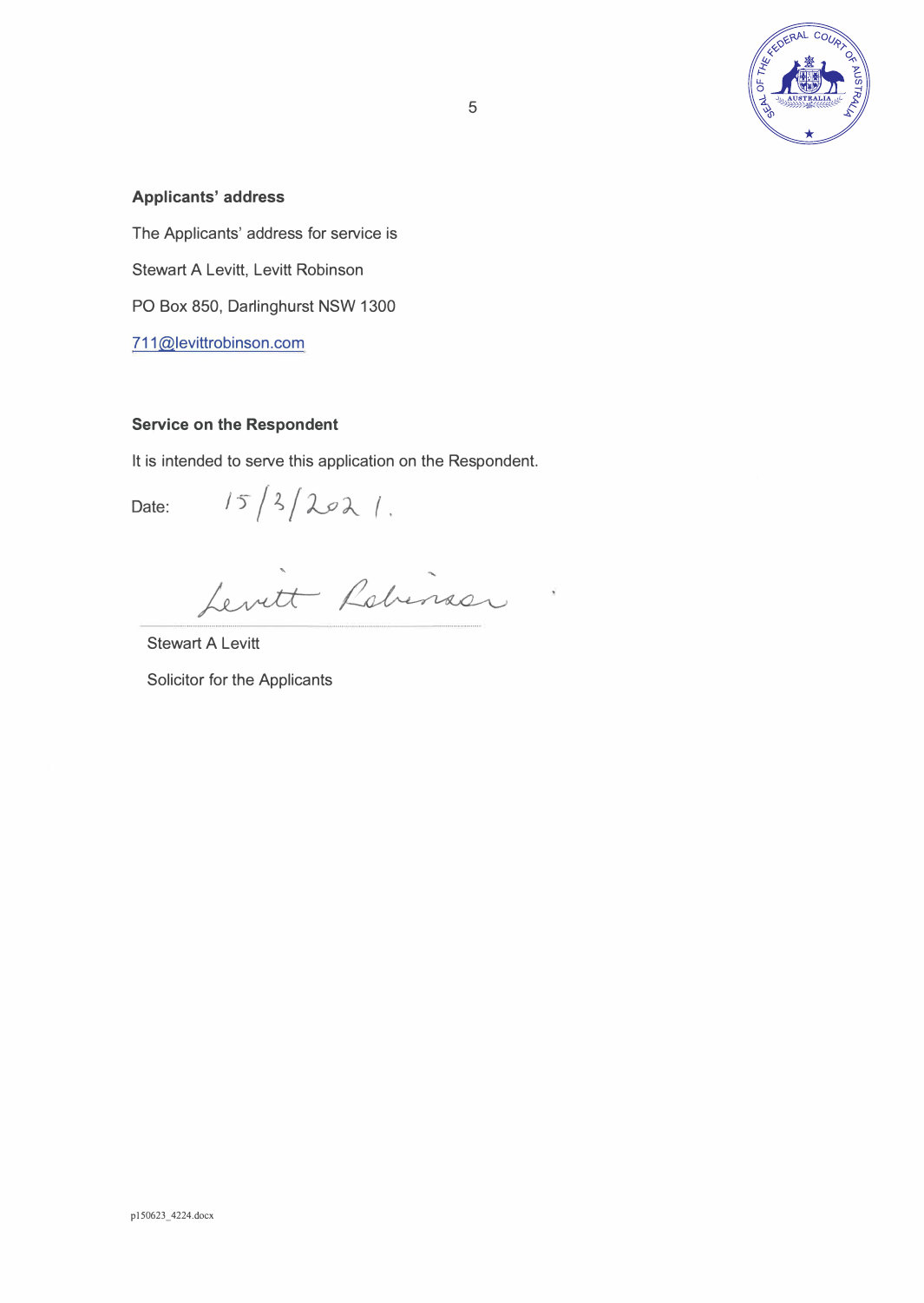**Applicants' address**

The Applicants' address for service is

Stewart A Levitt, Levitt Robinson

PO Box 850, Darlinghurst NSW 1300

711@levittrobinson.com

**Service on the Respondent**

It is intended to serve this application on the Respondent.

Date: 15/3/2021.

Levitt Robinson

Stewart A Levitt

Solicitor for the Applicants

p150623_4224.docx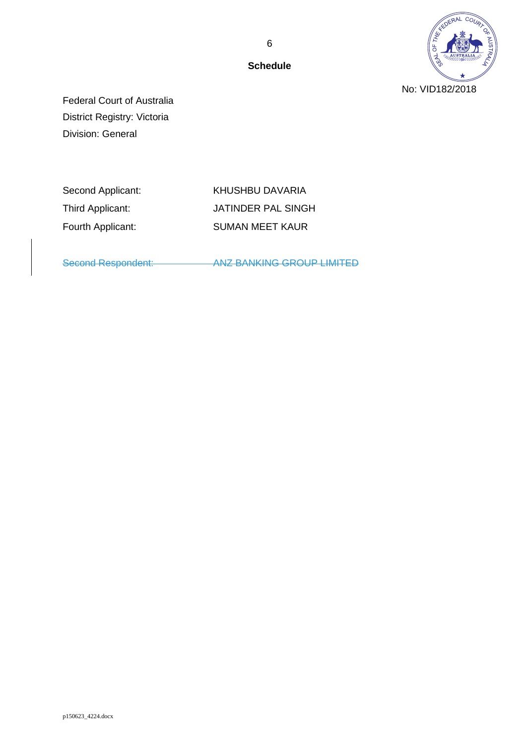**Schedule**

No: VID182/2018

Federal Court of Australia
District Registry: Victoria
Division: General

| | |
|---|---|
| Second Applicant: | KHUSHBU DAVARIA |
| Third Applicant: | JATINDER PAL SINGH |
| Fourth Applicant: | SUMAN MEET KAUR |

~~Second Respondent:~~ ~~ANZ BANKING GROUP LIMITED~~

p150623_4224.docx